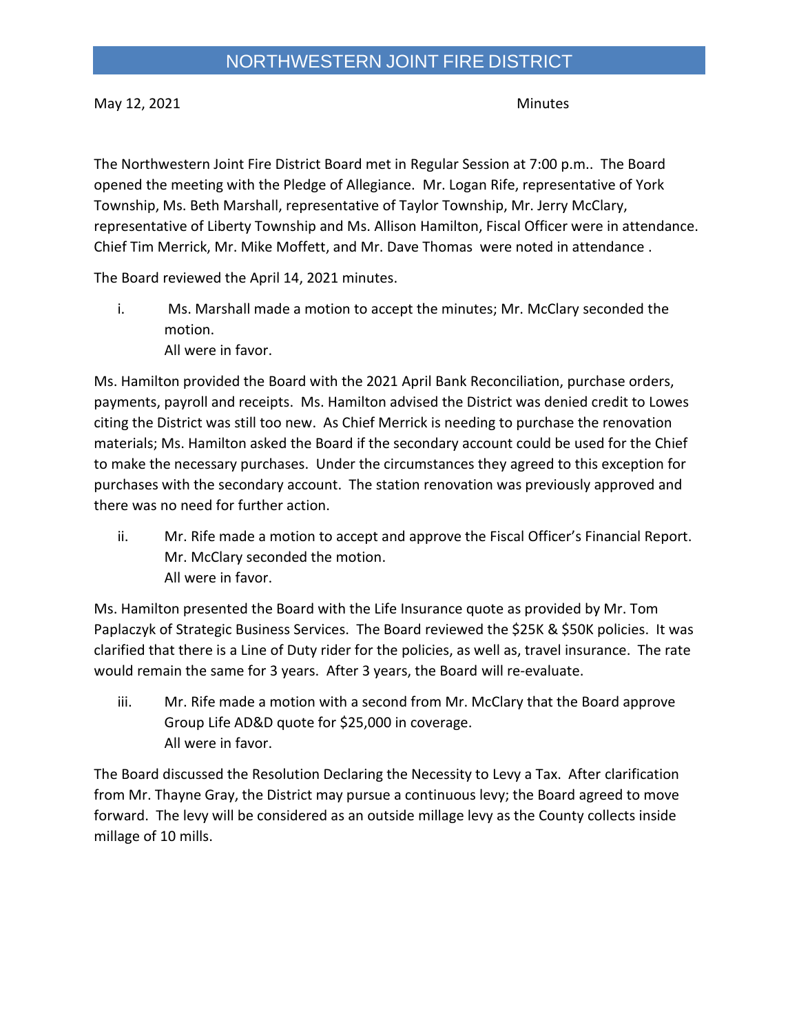# NORTHWESTERN JOINT FIRE DISTRICT

May 12, 2021 Minutes

The Northwestern Joint Fire District Board met in Regular Session at 7:00 p.m.. The Board opened the meeting with the Pledge of Allegiance. Mr. Logan Rife, representative of York Township, Ms. Beth Marshall, representative of Taylor Township, Mr. Jerry McClary, representative of Liberty Township and Ms. Allison Hamilton, Fiscal Officer were in attendance. Chief Tim Merrick, Mr. Mike Moffett, and Mr. Dave Thomas were noted in attendance .

The Board reviewed the April 14, 2021 minutes.

i. Ms. Marshall made a motion to accept the minutes; Mr. McClary seconded the motion.
   All were in favor.

Ms. Hamilton provided the Board with the 2021 April Bank Reconciliation, purchase orders, payments, payroll and receipts. Ms. Hamilton advised the District was denied credit to Lowes citing the District was still too new. As Chief Merrick is needing to purchase the renovation materials; Ms. Hamilton asked the Board if the secondary account could be used for the Chief to make the necessary purchases. Under the circumstances they agreed to this exception for purchases with the secondary account. The station renovation was previously approved and there was no need for further action.

ii. Mr. Rife made a motion to accept and approve the Fiscal Officer's Financial Report. Mr. McClary seconded the motion.
   All were in favor.

Ms. Hamilton presented the Board with the Life Insurance quote as provided by Mr. Tom Paplaczyk of Strategic Business Services. The Board reviewed the $25K & $50K policies. It was clarified that there is a Line of Duty rider for the policies, as well as, travel insurance. The rate would remain the same for 3 years. After 3 years, the Board will re-evaluate.

iii. Mr. Rife made a motion with a second from Mr. McClary that the Board approve Group Life AD&D quote for $25,000 in coverage.
   All were in favor.

The Board discussed the Resolution Declaring the Necessity to Levy a Tax. After clarification from Mr. Thayne Gray, the District may pursue a continuous levy; the Board agreed to move forward. The levy will be considered as an outside millage levy as the County collects inside millage of 10 mills.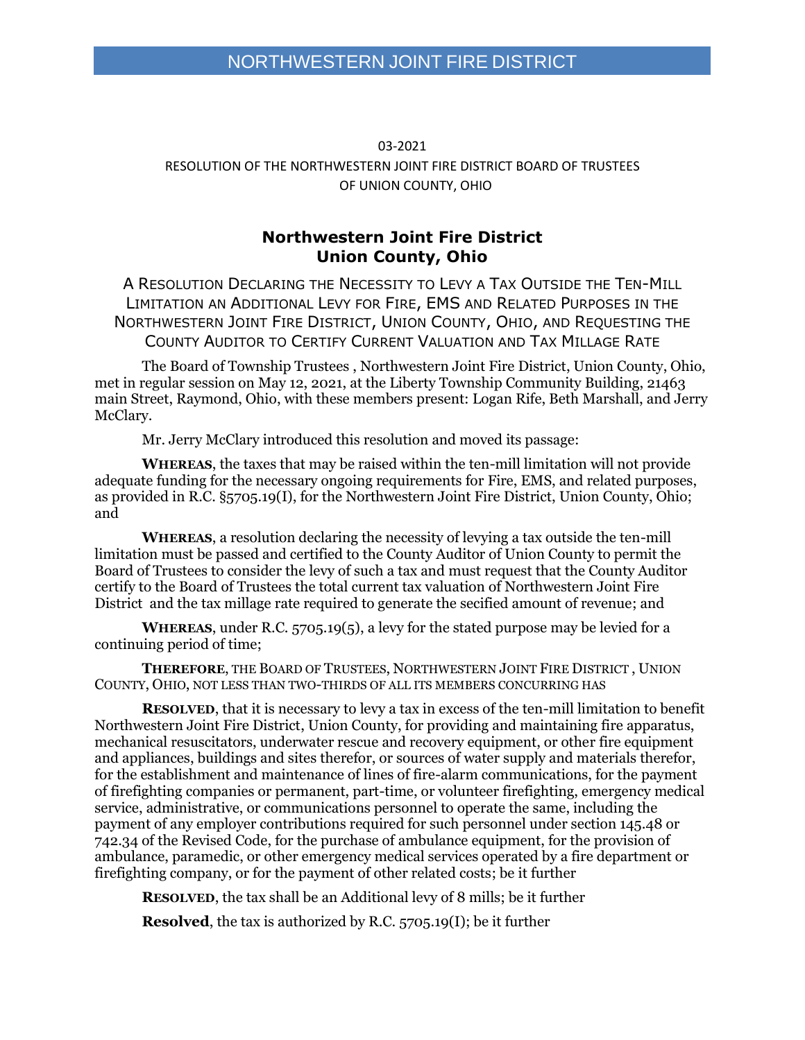03-2021

RESOLUTION OF THE NORTHWESTERN JOINT FIRE DISTRICT BOARD OF TRUSTEES OF UNION COUNTY, OHIO

## Northwestern Joint Fire District Union County, Ohio

A RESOLUTION DECLARING THE NECESSITY TO LEVY A TAX OUTSIDE THE TEN-MILL LIMITATION AN ADDITIONAL LEVY FOR FIRE, EMS AND RELATED PURPOSES IN THE NORTHWESTERN JOINT FIRE DISTRICT, UNION COUNTY, OHIO, AND REQUESTING THE COUNTY AUDITOR TO CERTIFY CURRENT VALUATION AND TAX MILLAGE RATE

The Board of Township Trustees , Northwestern Joint Fire District, Union County, Ohio, met in regular session on May 12, 2021, at the Liberty Township Community Building, 21463 main Street, Raymond, Ohio, with these members present: Logan Rife, Beth Marshall, and Jerry McClary.

Mr. Jerry McClary introduced this resolution and moved its passage:

**WHEREAS**, the taxes that may be raised within the ten-mill limitation will not provide adequate funding for the necessary ongoing requirements for Fire, EMS, and related purposes, as provided in R.C. §5705.19(I), for the Northwestern Joint Fire District, Union County, Ohio; and

**WHEREAS**, a resolution declaring the necessity of levying a tax outside the ten-mill limitation must be passed and certified to the County Auditor of Union County to permit the Board of Trustees to consider the levy of such a tax and must request that the County Auditor certify to the Board of Trustees the total current tax valuation of Northwestern Joint Fire District and the tax millage rate required to generate the secified amount of revenue; and

**WHEREAS**, under R.C. 5705.19(5), a levy for the stated purpose may be levied for a continuing period of time;

**THEREFORE**, THE BOARD OF TRUSTEES, NORTHWESTERN JOINT FIRE DISTRICT , UNION COUNTY, OHIO, NOT LESS THAN TWO-THIRDS OF ALL ITS MEMBERS CONCURRING HAS

**RESOLVED**, that it is necessary to levy a tax in excess of the ten-mill limitation to benefit Northwestern Joint Fire District, Union County, for providing and maintaining fire apparatus, mechanical resuscitators, underwater rescue and recovery equipment, or other fire equipment and appliances, buildings and sites therefor, or sources of water supply and materials therefor, for the establishment and maintenance of lines of fire-alarm communications, for the payment of firefighting companies or permanent, part-time, or volunteer firefighting, emergency medical service, administrative, or communications personnel to operate the same, including the payment of any employer contributions required for such personnel under section 145.48 or 742.34 of the Revised Code, for the purchase of ambulance equipment, for the provision of ambulance, paramedic, or other emergency medical services operated by a fire department or firefighting company, or for the payment of other related costs; be it further

**RESOLVED**, the tax shall be an Additional levy of 8 mills; be it further

**Resolved**, the tax is authorized by R.C. 5705.19(I); be it further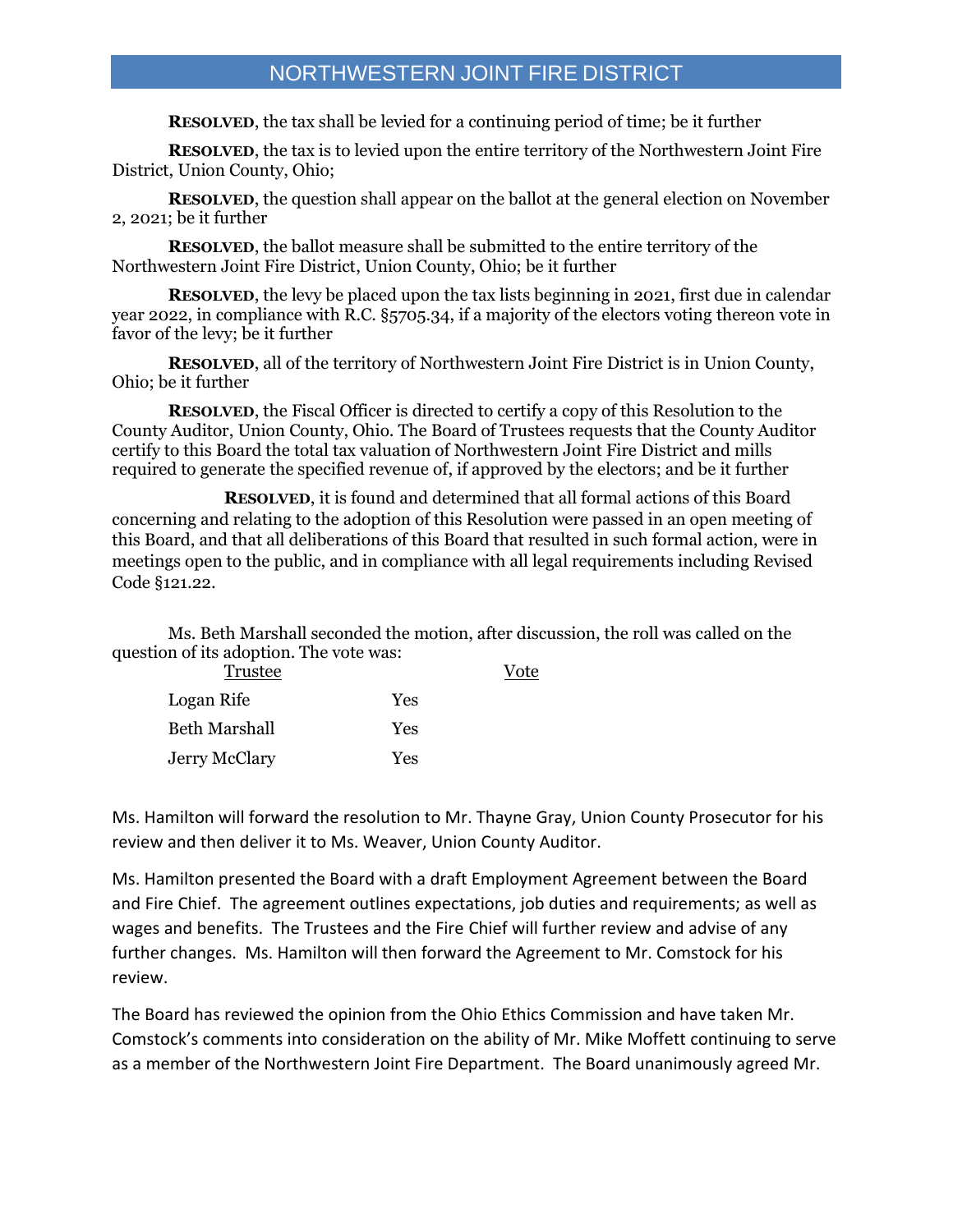**RESOLVED**, the tax shall be levied for a continuing period of time; be it further

**RESOLVED**, the tax is to levied upon the entire territory of the Northwestern Joint Fire District, Union County, Ohio;

**RESOLVED**, the question shall appear on the ballot at the general election on November 2, 2021; be it further

**RESOLVED**, the ballot measure shall be submitted to the entire territory of the Northwestern Joint Fire District, Union County, Ohio; be it further

**RESOLVED**, the levy be placed upon the tax lists beginning in 2021, first due in calendar year 2022, in compliance with R.C. §5705.34, if a majority of the electors voting thereon vote in favor of the levy; be it further

**RESOLVED**, all of the territory of Northwestern Joint Fire District is in Union County, Ohio; be it further

**RESOLVED**, the Fiscal Officer is directed to certify a copy of this Resolution to the County Auditor, Union County, Ohio. The Board of Trustees requests that the County Auditor certify to this Board the total tax valuation of Northwestern Joint Fire District and mills required to generate the specified revenue of, if approved by the electors; and be it further

**RESOLVED**, it is found and determined that all formal actions of this Board concerning and relating to the adoption of this Resolution were passed in an open meeting of this Board, and that all deliberations of this Board that resulted in such formal action, were in meetings open to the public, and in compliance with all legal requirements including Revised Code §121.22.

Ms. Beth Marshall seconded the motion, after discussion, the roll was called on the question of its adoption. The vote was:

| Trustee | Vote |
|---|---|
| Logan Rife | Yes |
| Beth Marshall | Yes |
| Jerry McClary | Yes |

Ms. Hamilton will forward the resolution to Mr. Thayne Gray, Union County Prosecutor for his review and then deliver it to Ms. Weaver, Union County Auditor.

Ms. Hamilton presented the Board with a draft Employment Agreement between the Board and Fire Chief. The agreement outlines expectations, job duties and requirements; as well as wages and benefits. The Trustees and the Fire Chief will further review and advise of any further changes. Ms. Hamilton will then forward the Agreement to Mr. Comstock for his review.

The Board has reviewed the opinion from the Ohio Ethics Commission and have taken Mr. Comstock's comments into consideration on the ability of Mr. Mike Moffett continuing to serve as a member of the Northwestern Joint Fire Department. The Board unanimously agreed Mr.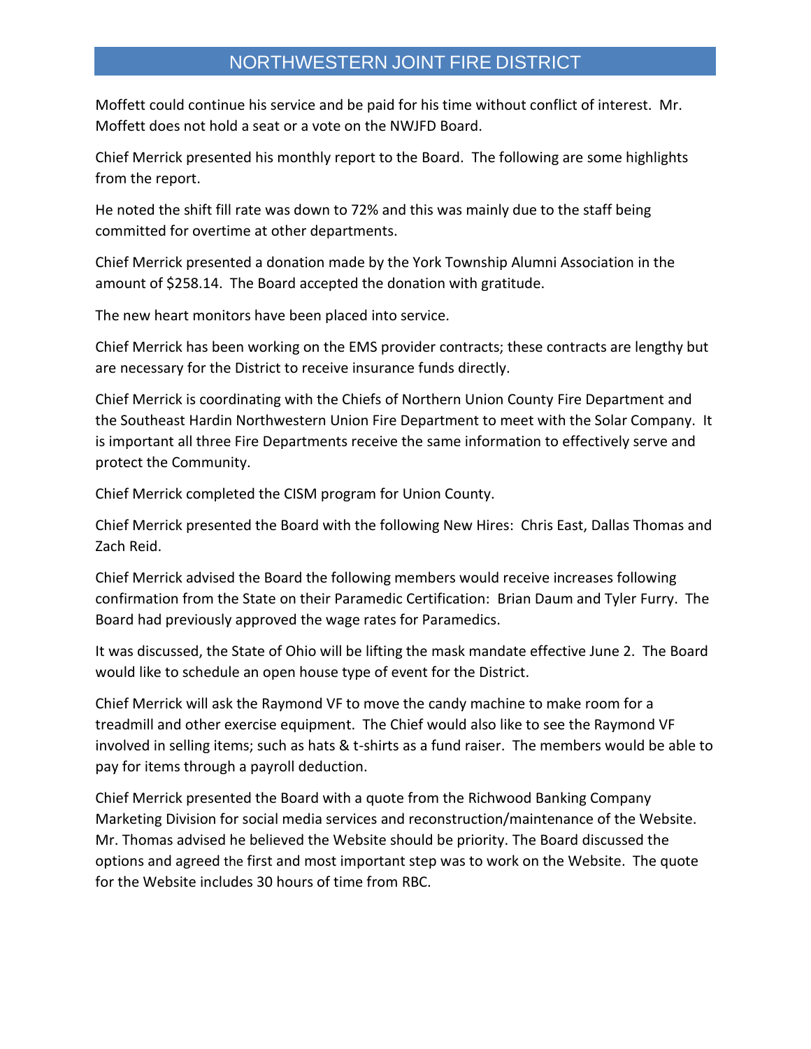Moffett could continue his service and be paid for his time without conflict of interest. Mr. Moffett does not hold a seat or a vote on the NWJFD Board.

Chief Merrick presented his monthly report to the Board. The following are some highlights from the report.

He noted the shift fill rate was down to 72% and this was mainly due to the staff being committed for overtime at other departments.

Chief Merrick presented a donation made by the York Township Alumni Association in the amount of $258.14. The Board accepted the donation with gratitude.

The new heart monitors have been placed into service.

Chief Merrick has been working on the EMS provider contracts; these contracts are lengthy but are necessary for the District to receive insurance funds directly.

Chief Merrick is coordinating with the Chiefs of Northern Union County Fire Department and the Southeast Hardin Northwestern Union Fire Department to meet with the Solar Company. It is important all three Fire Departments receive the same information to effectively serve and protect the Community.

Chief Merrick completed the CISM program for Union County.

Chief Merrick presented the Board with the following New Hires: Chris East, Dallas Thomas and Zach Reid.

Chief Merrick advised the Board the following members would receive increases following confirmation from the State on their Paramedic Certification: Brian Daum and Tyler Furry. The Board had previously approved the wage rates for Paramedics.

It was discussed, the State of Ohio will be lifting the mask mandate effective June 2. The Board would like to schedule an open house type of event for the District.

Chief Merrick will ask the Raymond VF to move the candy machine to make room for a treadmill and other exercise equipment. The Chief would also like to see the Raymond VF involved in selling items; such as hats & t-shirts as a fund raiser. The members would be able to pay for items through a payroll deduction.

Chief Merrick presented the Board with a quote from the Richwood Banking Company Marketing Division for social media services and reconstruction/maintenance of the Website. Mr. Thomas advised he believed the Website should be priority. The Board discussed the options and agreed the first and most important step was to work on the Website. The quote for the Website includes 30 hours of time from RBC.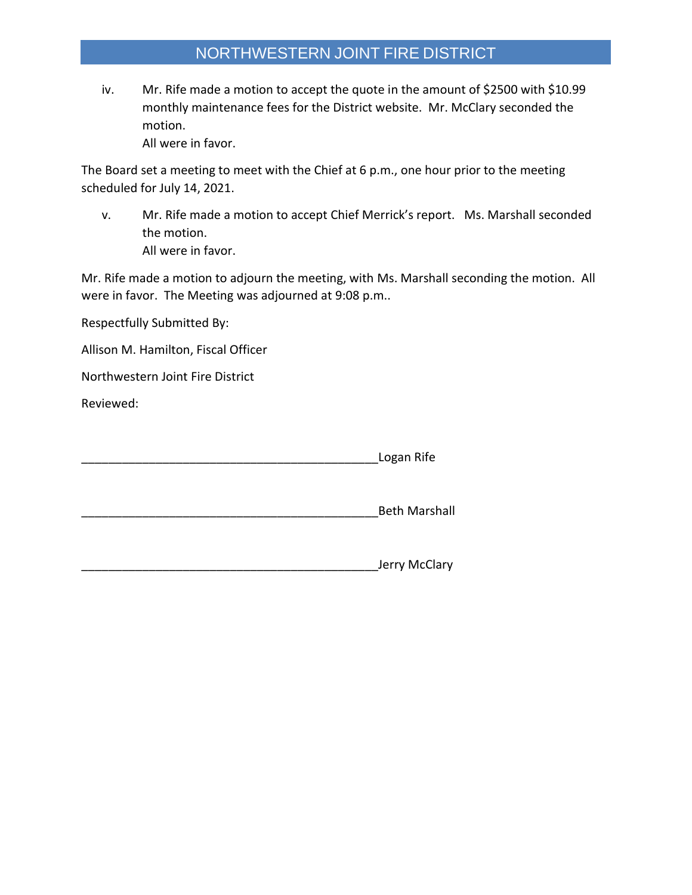iv. Mr. Rife made a motion to accept the quote in the amount of $2500 with $10.99 monthly maintenance fees for the District website. Mr. McClary seconded the motion.
All were in favor.

The Board set a meeting to meet with the Chief at 6 p.m., one hour prior to the meeting scheduled for July 14, 2021.

v. Mr. Rife made a motion to accept Chief Merrick's report. Ms. Marshall seconded the motion.
All were in favor.

Mr. Rife made a motion to adjourn the meeting, with Ms. Marshall seconding the motion. All were in favor. The Meeting was adjourned at 9:08 p.m..

Respectfully Submitted By:

Allison M. Hamilton, Fiscal Officer

Northwestern Joint Fire District

Reviewed:

_____________________________________________Logan Rife

_____________________________________________Beth Marshall

_____________________________________________Jerry McClary